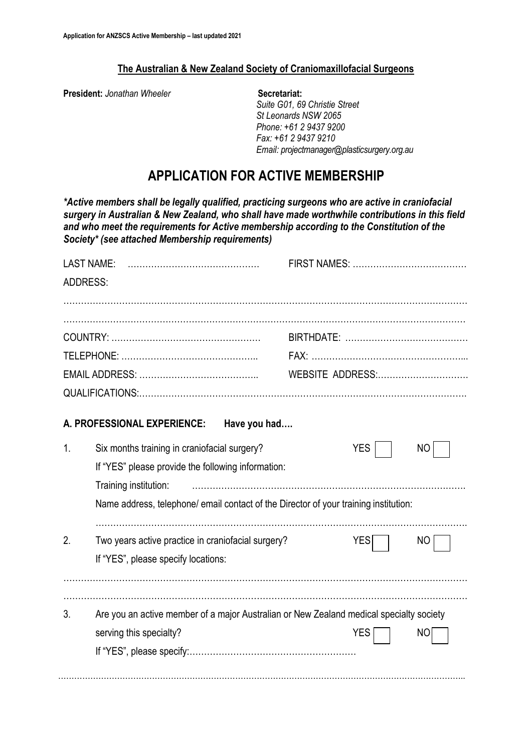**The Australian & New Zealand Society of Craniomaxillofacial Surgeons**

**President:** *Jonathan Wheeler*

**Secretariat:**
*Suite G01, 69 Christie Street*
*St Leonards NSW 2065*
*Phone: +61 2 9437 9200*
*Fax: +61 2 9437 9210*
*Email: projectmanager@plasticsurgery.org.au*

# APPLICATION FOR ACTIVE MEMBERSHIP

***Active members shall be legally qualified, practicing surgeons who are active in craniofacial surgery in Australian & New Zealand, who shall have made worthwhile contributions in this field and who meet the requirements for Active membership according to the Constitution of the Society* (see attached Membership requirements)***

LAST NAME: ……………………………………… FIRST NAMES: …………………………………

ADDRESS:

………………………………………………………………………………………………………………

………………………………………………………………………………………………………………

COUNTRY: …………………………………………… BIRTHDATE: ……………………………………

TELEPHONE: ……………………………………….. FAX: ……………………………………………...

EMAIL ADDRESS: ………………………………….. WEBSITE ADDRESS:………………………….

QUALIFICATIONS:……………………………………………………………………………………….

**A. PROFESSIONAL EXPERIENCE: Have you had….**

1. Six months training in craniofacial surgery? YES ☐ NO ☐

   If "YES" please provide the following information:

   Training institution: ……………………………………………………………………………

   Name address, telephone/ email contact of the Director of your training institution:

   ……………………………………………………………………………………………………

2. Two years active practice in craniofacial surgery? YES ☐ NO ☐

   If "YES", please specify locations:

………………………………………………………………………………………………………………

………………………………………………………………………………………………………………

3. Are you an active member of a major Australian or New Zealand medical specialty society serving this specialty? YES ☐ NO ☐

   If "YES", please specify:…………………………………………………

………………………………………………………………………………………………………………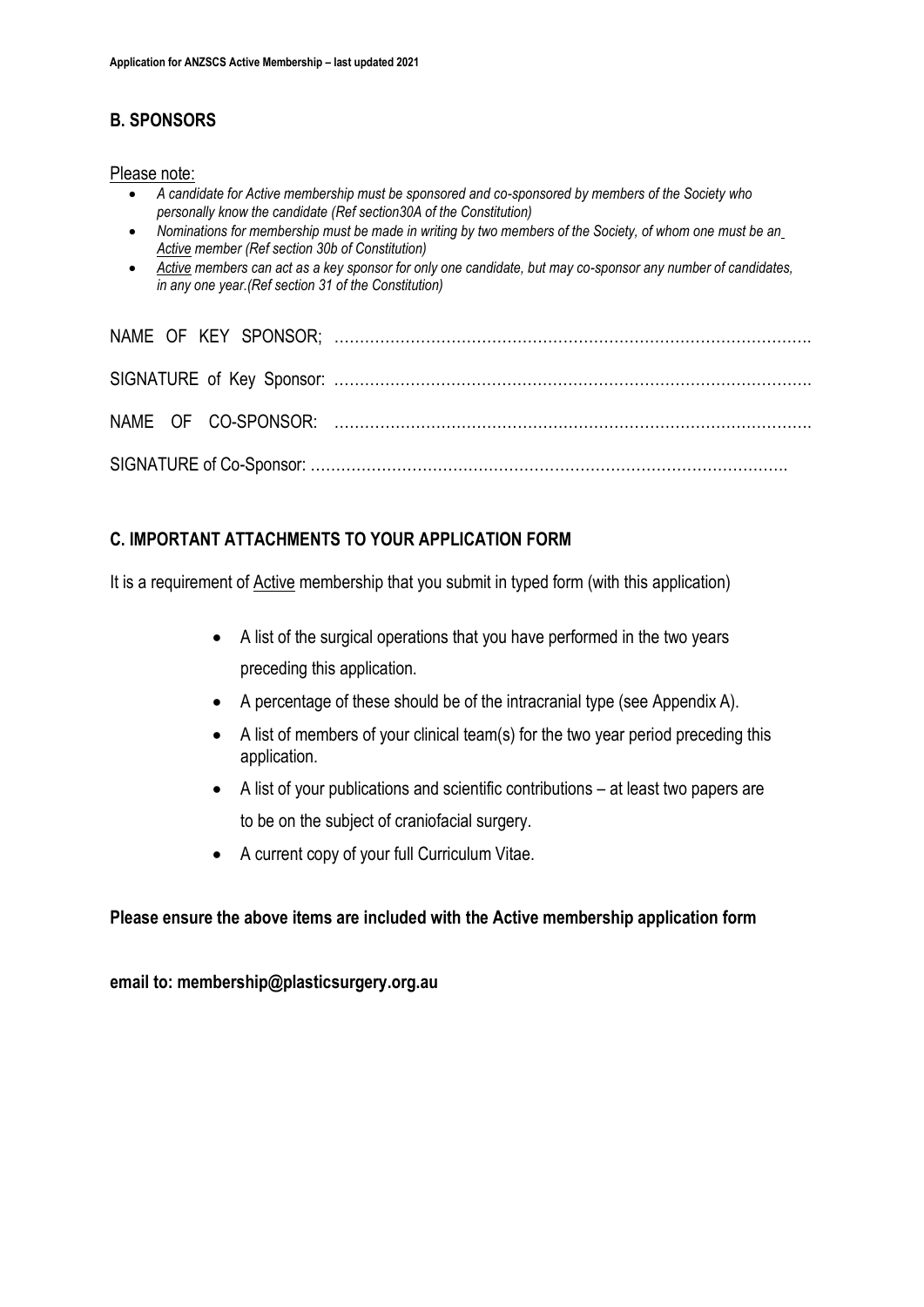## B. SPONSORS

Please note:

- *A candidate for Active membership must be sponsored and co-sponsored by members of the Society who personally know the candidate (Ref section30A of the Constitution)*
- *Nominations for membership must be made in writing by two members of the Society, of whom one must be an Active member (Ref section 30b of Constitution)*
- *Active members can act as a key sponsor for only one candidate, but may co-sponsor any number of candidates, in any one year.(Ref section 31 of the Constitution)*

NAME OF KEY SPONSOR; ……………………………………………………………………………….

SIGNATURE of Key Sponsor: ……………………………………………………………………………….

NAME OF CO-SPONSOR: ……………………………………………………………………………….

SIGNATURE of Co-Sponsor: ……………………………………………………………………………….

## C. IMPORTANT ATTACHMENTS TO YOUR APPLICATION FORM

It is a requirement of Active membership that you submit in typed form (with this application)

- A list of the surgical operations that you have performed in the two years preceding this application.
- A percentage of these should be of the intracranial type (see Appendix A).
- A list of members of your clinical team(s) for the two year period preceding this application.
- A list of your publications and scientific contributions – at least two papers are to be on the subject of craniofacial surgery.
- A current copy of your full Curriculum Vitae.

**Please ensure the above items are included with the Active membership application form**

**email to: membership@plasticsurgery.org.au**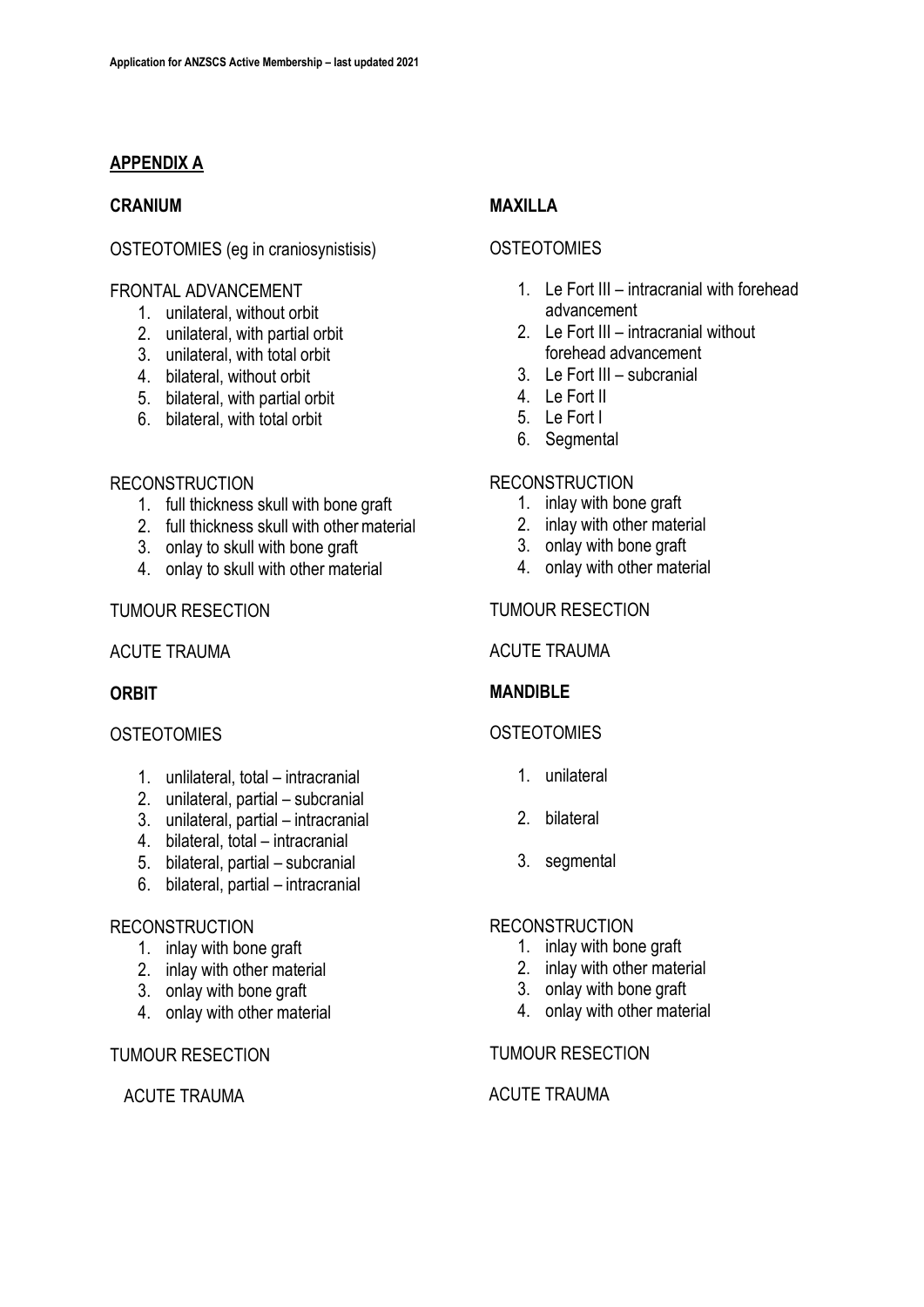## APPENDIX A

### CRANIUM

OSTEOTOMIES (eg in craniosynistisis)

FRONTAL ADVANCEMENT

1. unilateral, without orbit
2. unilateral, with partial orbit
3. unilateral, with total orbit
4. bilateral, without orbit
5. bilateral, with partial orbit
6. bilateral, with total orbit

RECONSTRUCTION

1. full thickness skull with bone graft
2. full thickness skull with other material
3. onlay to skull with bone graft
4. onlay to skull with other material

TUMOUR RESECTION

ACUTE TRAUMA

### ORBIT

OSTEOTOMIES

1. unlilateral, total – intracranial
2. unilateral, partial – subcranial
3. unilateral, partial – intracranial
4. bilateral, total – intracranial
5. bilateral, partial – subcranial
6. bilateral, partial – intracranial

RECONSTRUCTION

1. inlay with bone graft
2. inlay with other material
3. onlay with bone graft
4. onlay with other material

TUMOUR RESECTION

ACUTE TRAUMA

### MAXILLA

OSTEOTOMIES

1. Le Fort III – intracranial with forehead advancement
2. Le Fort III – intracranial without forehead advancement
3. Le Fort III – subcranial
4. Le Fort II
5. Le Fort I
6. Segmental

RECONSTRUCTION

1. inlay with bone graft
2. inlay with other material
3. onlay with bone graft
4. onlay with other material

TUMOUR RESECTION

ACUTE TRAUMA

### MANDIBLE

OSTEOTOMIES

1. unilateral
2. bilateral
3. segmental

RECONSTRUCTION

1. inlay with bone graft
2. inlay with other material
3. onlay with bone graft
4. onlay with other material

TUMOUR RESECTION

ACUTE TRAUMA